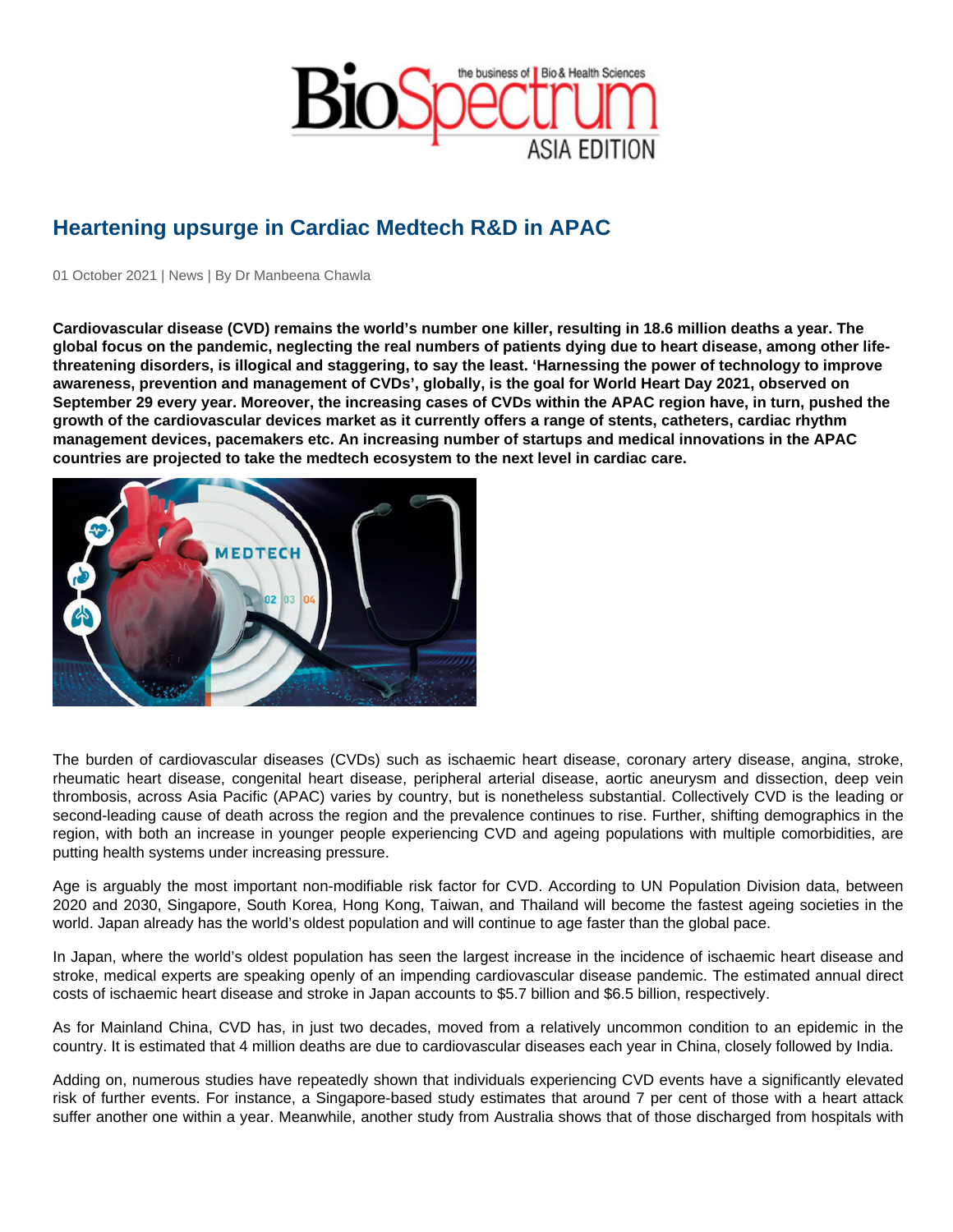# Heartening upsurge in Cardiac Medtech R&D in APAC

01 October 2021 | News | By Dr Manbeena Chawla

**Cardiovascular disease (CVD) remains the world's number one killer, resulting in 18.6 million deaths a year. The global focus on the pandemic, neglecting the real numbers of patients dying due to heart disease, among other life-threatening disorders, is illogical and staggering, to say the least. 'Harnessing the power of technology to improve awareness, prevention and management of CVDs', globally, is the goal for World Heart Day 2021, observed on September 29 every year. Moreover, the increasing cases of CVDs within the APAC region have, in turn, pushed the growth of the cardiovascular devices market as it currently offers a range of stents, catheters, cardiac rhythm management devices, pacemakers etc. An increasing number of startups and medical innovations in the APAC countries are projected to take the medtech ecosystem to the next level in cardiac care.**

The burden of cardiovascular diseases (CVDs) such as ischaemic heart disease, coronary artery disease, angina, stroke, rheumatic heart disease, congenital heart disease, peripheral arterial disease, aortic aneurysm and dissection, deep vein thrombosis, across Asia Pacific (APAC) varies by country, but is nonetheless substantial. Collectively CVD is the leading or second-leading cause of death across the region and the prevalence continues to rise. Further, shifting demographics in the region, with both an increase in younger people experiencing CVD and ageing populations with multiple comorbidities, are putting health systems under increasing pressure.

Age is arguably the most important non-modifiable risk factor for CVD. According to UN Population Division data, between 2020 and 2030, Singapore, South Korea, Hong Kong, Taiwan, and Thailand will become the fastest ageing societies in the world. Japan already has the world's oldest population and will continue to age faster than the global pace.

In Japan, where the world's oldest population has seen the largest increase in the incidence of ischaemic heart disease and stroke, medical experts are speaking openly of an impending cardiovascular disease pandemic. The estimated annual direct costs of ischaemic heart disease and stroke in Japan accounts to $5.7 billion and $6.5 billion, respectively.

As for Mainland China, CVD has, in just two decades, moved from a relatively uncommon condition to an epidemic in the country. It is estimated that 4 million deaths are due to cardiovascular diseases each year in China, closely followed by India.

Adding on, numerous studies have repeatedly shown that individuals experiencing CVD events have a significantly elevated risk of further events. For instance, a Singapore-based study estimates that around 7 per cent of those with a heart attack suffer another one within a year. Meanwhile, another study from Australia shows that of those discharged from hospitals with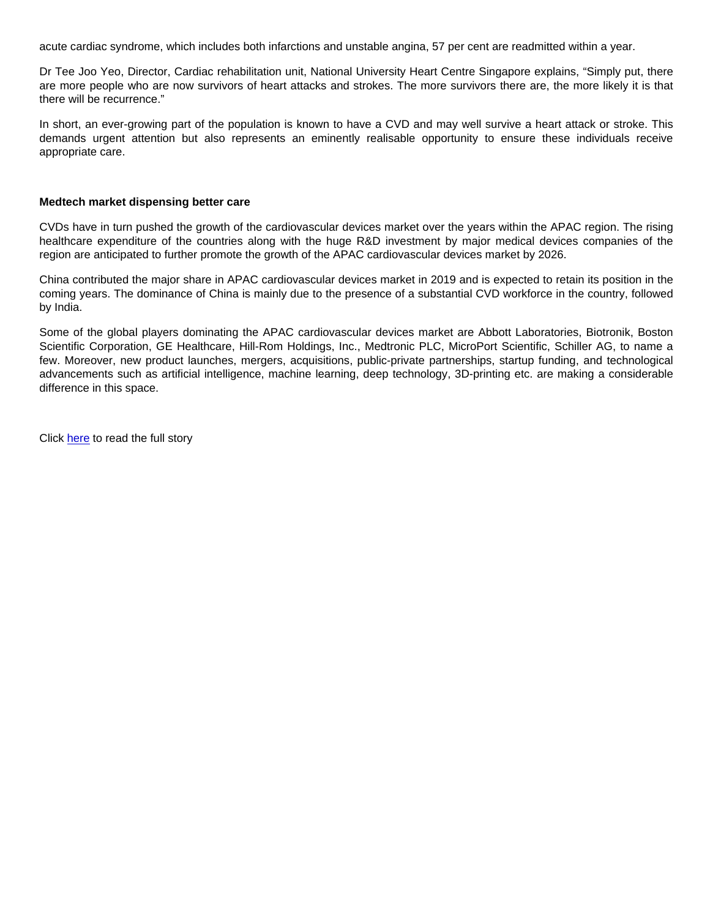acute cardiac syndrome, which includes both infarctions and unstable angina, 57 per cent are readmitted within a year.

Dr Tee Joo Yeo, Director, Cardiac rehabilitation unit, National University Heart Centre Singapore explains, “Simply put, there are more people who are now survivors of heart attacks and strokes. The more survivors there are, the more likely it is that there will be recurrence.”

In short, an ever-growing part of the population is known to have a CVD and may well survive a heart attack or stroke. This demands urgent attention but also represents an eminently realisable opportunity to ensure these individuals receive appropriate care.

**Medtech market dispensing better care**

CVDs have in turn pushed the growth of the cardiovascular devices market over the years within the APAC region. The rising healthcare expenditure of the countries along with the huge R&D investment by major medical devices companies of the region are anticipated to further promote the growth of the APAC cardiovascular devices market by 2026.

China contributed the major share in APAC cardiovascular devices market in 2019 and is expected to retain its position in the coming years. The dominance of China is mainly due to the presence of a substantial CVD workforce in the country, followed by India.

Some of the global players dominating the APAC cardiovascular devices market are Abbott Laboratories, Biotronik, Boston Scientific Corporation, GE Healthcare, Hill-Rom Holdings, Inc., Medtronic PLC, MicroPort Scientific, Schiller AG, to name a few. Moreover, new product launches, mergers, acquisitions, public-private partnerships, startup funding, and technological advancements such as artificial intelligence, machine learning, deep technology, 3D-printing etc. are making a considerable difference in this space.

Click here to read the full story